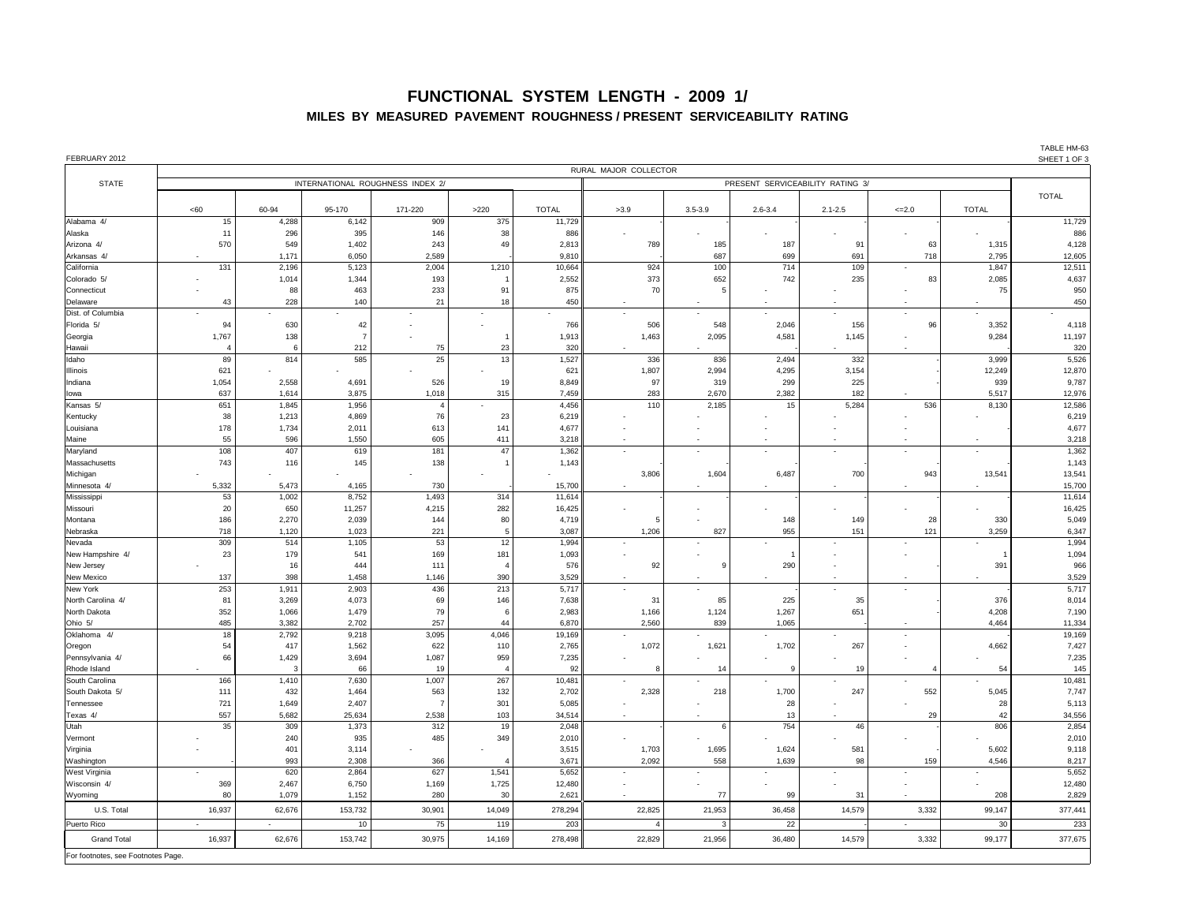# FUNCTIONAL SYSTEM LENGTH - 2009 1/

## MILES BY MEASURED PAVEMENT ROUGHNESS / PRESENT SERVICEABILITY RATING

FEBRUARY 2012

TABLE HM-63
SHEET 1 OF 3

| STATE | RURAL MAJOR COLLECTOR | | | | | | | | | | | | |
|---|---|---|---|---|---|---|---|---|---|---|---|---|---|
| | INTERNATIONAL ROUGHNESS INDEX 2/ | | | | | | PRESENT SERVICEABILITY RATING 3/ | | | | | | TOTAL |
| | <60 | 60-94 | 95-170 | 171-220 | >220 | TOTAL | >3.9 | 3.5-3.9 | 2.6-3.4 | 2.1-2.5 | <=2.0 | TOTAL | |
| Alabama 4/ | 15 | 4,288 | 6,142 | 909 | 375 | 11,729 | - | - | - | - | - | - | 11,729 |
| Alaska | 11 | 296 | 395 | 146 | 38 | 886 | - | - | - | - | - | - | 886 |
| Arizona 4/ | 570 | 549 | 1,402 | 243 | 49 | 2,813 | 789 | 185 | 187 | 91 | 63 | 1,315 | 4,128 |
| Arkansas 4/ | - | 1,171 | 6,050 | 2,589 | - | 9,810 | - | 687 | 699 | 691 | 718 | 2,795 | 12,605 |
| California | 131 | 2,196 | 5,123 | 2,004 | 1,210 | 10,664 | 924 | 100 | 714 | 109 | - | 1,847 | 12,511 |
| Colorado 5/ | - | 1,014 | 1,344 | 193 | 1 | 2,552 | 373 | 652 | 742 | 235 | 83 | 2,085 | 4,637 |
| Connecticut | - | 88 | 463 | 233 | 91 | 875 | 70 | 5 | - | - | - | 75 | 950 |
| Delaware | 43 | 228 | 140 | 21 | 18 | 450 | - | - | - | - | - | - | 450 |
| Dist. of Columbia | - | - | - | - | - | - | - | - | - | - | - | - | - |
| Florida 5/ | 94 | 630 | 42 | - | - | 766 | 506 | 548 | 2,046 | 156 | 96 | 3,352 | 4,118 |
| Georgia | 1,767 | 138 | 7 | - | 1 | 1,913 | 1,463 | 2,095 | 4,581 | 1,145 | - | 9,284 | 11,197 |
| Hawaii | 4 | 6 | 212 | 75 | 23 | 320 | - | - | - | - | - | - | 320 |
| Idaho | 89 | 814 | 585 | 25 | 13 | 1,527 | 336 | 836 | 2,494 | 332 | - | 3,999 | 5,526 |
| Illinois | 621 | - | - | - | - | 621 | 1,807 | 2,994 | 4,295 | 3,154 | - | 12,249 | 12,870 |
| Indiana | 1,054 | 2,558 | 4,691 | 526 | 19 | 8,849 | 97 | 319 | 299 | 225 | - | 939 | 9,787 |
| Iowa | 637 | 1,614 | 3,875 | 1,018 | 315 | 7,459 | 283 | 2,670 | 2,382 | 182 | - | 5,517 | 12,976 |
| Kansas 5/ | 651 | 1,845 | 1,956 | 4 | - | 4,456 | 110 | 2,185 | 15 | 5,284 | 536 | 8,130 | 12,586 |
| Kentucky | 38 | 1,213 | 4,869 | 76 | 23 | 6,219 | - | - | - | - | - | - | 6,219 |
| Louisiana | 178 | 1,734 | 2,011 | 613 | 141 | 4,677 | - | - | - | - | - | - | 4,677 |
| Maine | 55 | 596 | 1,550 | 605 | 411 | 3,218 | - | - | - | - | - | - | 3,218 |
| Maryland | 108 | 407 | 619 | 181 | 47 | 1,362 | - | - | - | - | - | - | 1,362 |
| Massachusetts | 743 | 116 | 145 | 138 | 1 | 1,143 | - | - | - | - | - | - | 1,143 |
| Michigan | - | - | - | - | - | - | 3,806 | 1,604 | 6,487 | 700 | 943 | 13,541 | 13,541 |
| Minnesota 4/ | 5,332 | 5,473 | 4,165 | 730 | - | 15,700 | - | - | - | - | - | - | 15,700 |
| Mississippi | 53 | 1,002 | 8,752 | 1,493 | 314 | 11,614 | - | - | - | - | - | - | 11,614 |
| Missouri | 20 | 650 | 11,257 | 4,215 | 282 | 16,425 | - | - | - | - | - | - | 16,425 |
| Montana | 186 | 2,270 | 2,039 | 144 | 80 | 4,719 | 5 | - | 148 | 149 | 28 | 330 | 5,049 |
| Nebraska | 718 | 1,120 | 1,023 | 221 | 5 | 3,087 | 1,206 | 827 | 955 | 151 | 121 | 3,259 | 6,347 |
| Nevada | 309 | 514 | 1,105 | 53 | 12 | 1,994 | - | - | - | - | - | - | 1,994 |
| New Hampshire 4/ | 23 | 179 | 541 | 169 | 181 | 1,093 | - | - | 1 | - | - | 1 | 1,094 |
| New Jersey | - | 16 | 444 | 111 | 4 | 576 | 92 | 9 | 290 | - | - | 391 | 966 |
| New Mexico | 137 | 398 | 1,458 | 1,146 | 390 | 3,529 | - | - | - | - | - | - | 3,529 |
| New York | 253 | 1,911 | 2,903 | 436 | 213 | 5,717 | - | - | - | - | - | - | 5,717 |
| North Carolina 4/ | 81 | 3,269 | 4,073 | 69 | 146 | 7,638 | 31 | 85 | 225 | 35 | - | 376 | 8,014 |
| North Dakota | 352 | 1,066 | 1,479 | 79 | 6 | 2,983 | 1,166 | 1,124 | 1,267 | 651 | - | 4,208 | 7,190 |
| Ohio 5/ | 485 | 3,382 | 2,702 | 257 | 44 | 6,870 | 2,560 | 839 | 1,065 | - | - | 4,464 | 11,334 |
| Oklahoma 4/ | 18 | 2,792 | 9,218 | 3,095 | 4,046 | 19,169 | - | - | - | - | - | - | 19,169 |
| Oregon | 54 | 417 | 1,562 | 622 | 110 | 2,765 | 1,072 | 1,621 | 1,702 | 267 | - | 4,662 | 7,427 |
| Pennsylvania 4/ | 66 | 1,429 | 3,694 | 1,087 | 959 | 7,235 | - | - | - | - | - | - | 7,235 |
| Rhode Island | - | 3 | 66 | 19 | 4 | 92 | 8 | 14 | 9 | 19 | 4 | 54 | 145 |
| South Carolina | 166 | 1,410 | 7,630 | 1,007 | 267 | 10,481 | - | - | - | - | - | - | 10,481 |
| South Dakota 5/ | 111 | 432 | 1,464 | 563 | 132 | 2,702 | 2,328 | 218 | 1,700 | 247 | 552 | 5,045 | 7,747 |
| Tennessee | 721 | 1,649 | 2,407 | 7 | 301 | 5,085 | - | - | 28 | - | - | 28 | 5,113 |
| Texas 4/ | 557 | 5,682 | 25,634 | 2,538 | 103 | 34,514 | - | - | 13 | - | 29 | 42 | 34,556 |
| Utah | 35 | 309 | 1,373 | 312 | 19 | 2,048 | - | 6 | 754 | 46 | - | 806 | 2,854 |
| Vermont | - | 240 | 935 | 485 | 349 | 2,010 | - | - | - | - | - | - | 2,010 |
| Virginia | - | 401 | 3,114 | - | - | 3,515 | 1,703 | 1,695 | 1,624 | 581 | - | 5,602 | 9,118 |
| Washington | - | 993 | 2,308 | 366 | 4 | 3,671 | 2,092 | 558 | 1,639 | 98 | 159 | 4,546 | 8,217 |
| West Virginia | - | 620 | 2,864 | 627 | 1,541 | 5,652 | - | - | - | - | - | - | 5,652 |
| Wisconsin 4/ | 369 | 2,467 | 6,750 | 1,169 | 1,725 | 12,480 | - | - | - | - | - | - | 12,480 |
| Wyoming | 80 | 1,079 | 1,152 | 280 | 30 | 2,621 | - | 77 | 99 | 31 | - | 208 | 2,829 |
| U.S. Total | 16,937 | 62,676 | 153,732 | 30,901 | 14,049 | 278,294 | 22,825 | 21,953 | 36,458 | 14,579 | 3,332 | 99,147 | 377,441 |
| Puerto Rico | - | - | 10 | 75 | 119 | 203 | 4 | 3 | 22 | - | - | 30 | 233 |
| Grand Total | 16,937 | 62,676 | 153,742 | 30,975 | 14,169 | 278,498 | 22,829 | 21,956 | 36,480 | 14,579 | 3,332 | 99,177 | 377,675 |

For footnotes, see Footnotes Page.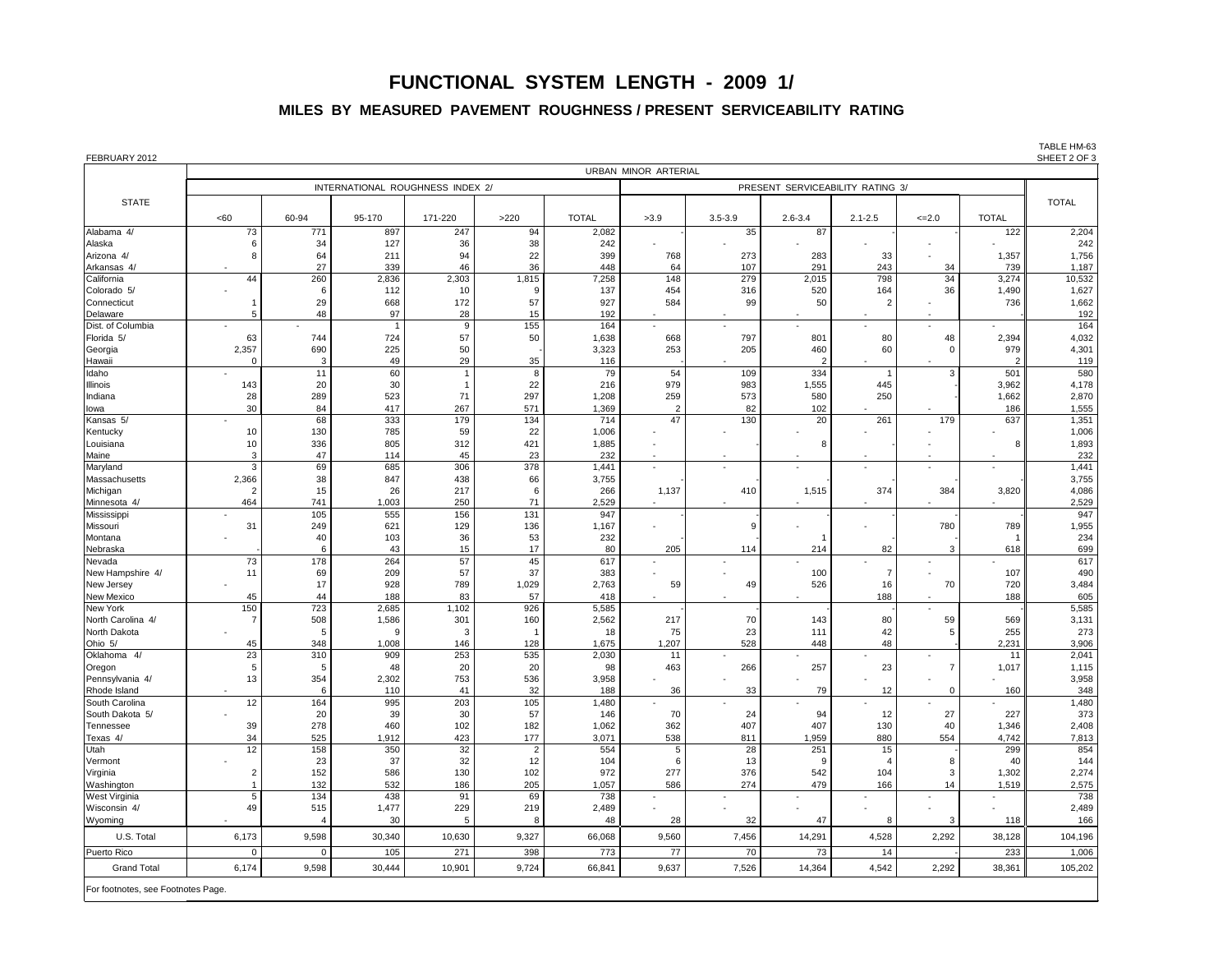# FUNCTIONAL SYSTEM LENGTH - 2009 1/

## MILES BY MEASURED PAVEMENT ROUGHNESS / PRESENT SERVICEABILITY RATING

FEBRUARY 2012

TABLE HM-63
SHEET 2 OF 3

| STATE | URBAN MINOR ARTERIAL | | | | | | | | | | | | |
|---|---|---|---|---|---|---|---|---|---|---|---|---|---|
| | INTERNATIONAL ROUGHNESS INDEX 2/ | | | | | | PRESENT SERVICEABILITY RATING 3/ | | | | | | TOTAL |
| | <60 | 60-94 | 95-170 | 171-220 | >220 | TOTAL | >3.9 | 3.5-3.9 | 2.6-3.4 | 2.1-2.5 | <=2.0 | TOTAL | |
| Alabama 4/ | 73 | 771 | 897 | 247 | 94 | 2,082 | - | 35 | 87 | | - | 122 | 2,204 |
| Alaska | 6 | 34 | 127 | 36 | 38 | 242 | - | - | - | - | - | - | 242 |
| Arizona 4/ | 8 | 64 | 211 | 94 | 22 | 399 | 768 | 273 | 283 | 33 | - | 1,357 | 1,756 |
| Arkansas 4/ | - | 27 | 339 | 46 | 36 | 448 | 64 | 107 | 291 | 243 | 34 | 739 | 1,187 |
| California | 44 | 260 | 2,836 | 2,303 | 1,815 | 7,258 | 148 | 279 | 2,015 | 798 | 34 | 3,274 | 10,532 |
| Colorado 5/ | - | 6 | 112 | 10 | 9 | 137 | 454 | 316 | 520 | 164 | 36 | 1,490 | 1,627 |
| Connecticut | 1 | 29 | 668 | 172 | 57 | 927 | 584 | 99 | 50 | 2 | - | 736 | 1,662 |
| Delaware | 5 | 48 | 97 | 28 | 15 | 192 | - | - | - | - | - | - | 192 |
| Dist. of Columbia | - | - | 1 | 9 | 155 | 164 | - | - | - | - | - | - | 164 |
| Florida 5/ | 63 | 744 | 724 | 57 | 50 | 1,638 | 668 | 797 | 801 | 80 | 48 | 2,394 | 4,032 |
| Georgia | 2,357 | 690 | 225 | 50 | - | 3,323 | 253 | 205 | 460 | 60 | 0 | 979 | 4,301 |
| Hawaii | 0 | 3 | 49 | 29 | 35 | 116 | - | - | 2 | - | - | 2 | 119 |
| Idaho | - | 11 | 60 | 1 | 8 | 79 | 54 | 109 | 334 | 1 | 3 | 501 | 580 |
| Illinois | 143 | 20 | 30 | 1 | 22 | 216 | 979 | 983 | 1,555 | 445 | | 3,962 | 4,178 |
| Indiana | 28 | 289 | 523 | 71 | 297 | 1,208 | 259 | 573 | 580 | 250 | | 1,662 | 2,870 |
| Iowa | 30 | 84 | 417 | 267 | 571 | 1,369 | 2 | 82 | 102 | - | - | 186 | 1,555 |
| Kansas 5/ | - | 68 | 333 | 179 | 134 | 714 | 47 | 130 | 20 | 261 | 179 | 637 | 1,351 |
| Kentucky | 10 | 130 | 785 | 59 | 22 | 1,006 | - | - | - | - | - | - | 1,006 |
| Louisiana | 10 | 336 | 805 | 312 | 421 | 1,885 | - | - | 8 | - | - | 8 | 1,893 |
| Maine | 3 | 47 | 114 | 45 | 23 | 232 | - | - | - | - | - | - | 232 |
| Maryland | 3 | 69 | 685 | 306 | 378 | 1,441 | - | - | - | - | - | - | 1,441 |
| Massachusetts | 2,366 | 38 | 847 | 438 | 66 | 3,755 | - | - | - | - | - | - | 3,755 |
| Michigan | 2 | 15 | 26 | 217 | 6 | 266 | 1,137 | 410 | 1,515 | 374 | 384 | 3,820 | 4,086 |
| Minnesota 4/ | 464 | 741 | 1,003 | 250 | 71 | 2,529 | - | - | - | - | - | - | 2,529 |
| Mississippi | - | 105 | 555 | 156 | 131 | 947 | - | - | - | - | - | - | 947 |
| Missouri | 31 | 249 | 621 | 129 | 136 | 1,167 | - | 9 | - | - | 780 | 789 | 1,955 |
| Montana | - | 40 | 103 | 36 | 53 | 232 | - | - | 1 | - | - | 1 | 234 |
| Nebraska | - | 6 | 43 | 15 | 17 | 80 | 205 | 114 | 214 | 82 | 3 | 618 | 699 |
| Nevada | 73 | 178 | 264 | 57 | 45 | 617 | - | - | - | - | - | - | 617 |
| New Hampshire 4/ | 11 | 69 | 209 | 57 | 37 | 383 | - | - | 100 | 7 | - | 107 | 490 |
| New Jersey | - | 17 | 928 | 789 | 1,029 | 2,763 | 59 | 49 | 526 | 16 | 70 | 720 | 3,484 |
| New Mexico | 45 | 44 | 188 | 83 | 57 | 418 | - | - | - | 188 | - | 188 | 605 |
| New York | 150 | 723 | 2,685 | 1,102 | 926 | 5,585 | - | - | - | - | - | - | 5,585 |
| North Carolina 4/ | 7 | 508 | 1,586 | 301 | 160 | 2,562 | 217 | 70 | 143 | 80 | 59 | 569 | 3,131 |
| North Dakota | - | 5 | 9 | 3 | 1 | 18 | 75 | 23 | 111 | 42 | 5 | 255 | 273 |
| Ohio 5/ | 45 | 348 | 1,008 | 146 | 128 | 1,675 | 1,207 | 528 | 448 | 48 | - | 2,231 | 3,906 |
| Oklahoma 4/ | 23 | 310 | 909 | 253 | 535 | 2,030 | 11 | - | - | - | - | 11 | 2,041 |
| Oregon | 5 | 5 | 48 | 20 | 20 | 98 | 463 | 266 | 257 | 23 | 7 | 1,017 | 1,115 |
| Pennsylvania 4/ | 13 | 354 | 2,302 | 753 | 536 | 3,958 | - | - | - | - | - | - | 3,958 |
| Rhode Island | - | 6 | 110 | 41 | 32 | 188 | 36 | 33 | 79 | 12 | 0 | 160 | 348 |
| South Carolina | 12 | 164 | 995 | 203 | 105 | 1,480 | - | - | - | - | - | - | 1,480 |
| South Dakota 5/ | - | 20 | 39 | 30 | 57 | 146 | 70 | 24 | 94 | 12 | 27 | 227 | 373 |
| Tennessee | 39 | 278 | 460 | 102 | 182 | 1,062 | 362 | 407 | 407 | 130 | 40 | 1,346 | 2,408 |
| Texas 4/ | 34 | 525 | 1,912 | 423 | 177 | 3,071 | 538 | 811 | 1,959 | 880 | 554 | 4,742 | 7,813 |
| Utah | 12 | 158 | 350 | 32 | 2 | 554 | 5 | 28 | 251 | 15 | - | 299 | 854 |
| Vermont | - | 23 | 37 | 32 | 12 | 104 | 6 | 13 | 9 | 4 | 8 | 40 | 144 |
| Virginia | 2 | 152 | 586 | 130 | 102 | 972 | 277 | 376 | 542 | 104 | 3 | 1,302 | 2,274 |
| Washington | 1 | 132 | 532 | 186 | 205 | 1,057 | 586 | 274 | 479 | 166 | 14 | 1,519 | 2,575 |
| West Virginia | 5 | 134 | 438 | 91 | 69 | 738 | - | - | - | - | - | - | 738 |
| Wisconsin 4/ | 49 | 515 | 1,477 | 229 | 219 | 2,489 | - | - | - | - | - | - | 2,489 |
| Wyoming | - | 4 | 30 | 5 | 8 | 48 | 28 | 32 | 47 | 8 | 3 | 118 | 166 |
| U.S. Total | 6,173 | 9,598 | 30,340 | 10,630 | 9,327 | 66,068 | 9,560 | 7,456 | 14,291 | 4,528 | 2,292 | 38,128 | 104,196 |
| Puerto Rico | 0 | 0 | 105 | 271 | 398 | 773 | 77 | 70 | 73 | 14 | - | 233 | 1,006 |
| Grand Total | 6,174 | 9,598 | 30,444 | 10,901 | 9,724 | 66,841 | 9,637 | 7,526 | 14,364 | 4,542 | 2,292 | 38,361 | 105,202 |

For footnotes, see Footnotes Page.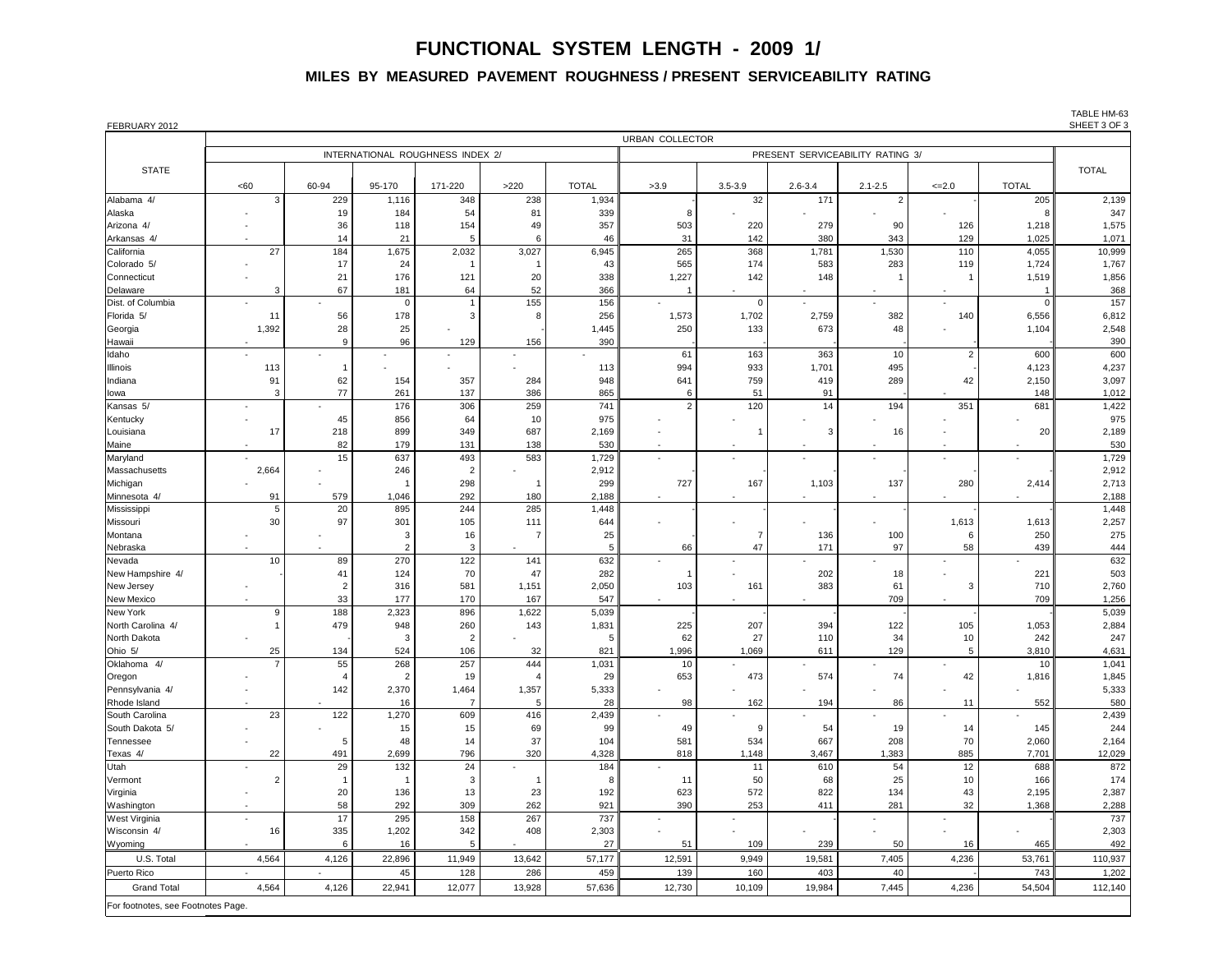# FUNCTIONAL SYSTEM LENGTH - 2009 1/

## MILES BY MEASURED PAVEMENT ROUGHNESS / PRESENT SERVICEABILITY RATING

FEBRUARY 2012

TABLE HM-63
SHEET 3 OF 3

| STATE | URBAN COLLECTOR | | | | | | | | | | | | TOTAL |
|---|---|---|---|---|---|---|---|---|---|---|---|---|---|
| | INTERNATIONAL ROUGHNESS INDEX 2/ | | | | | | PRESENT SERVICEABILITY RATING 3/ | | | | | | |
| | <60 | 60-94 | 95-170 | 171-220 | >220 | TOTAL | >3.9 | 3.5-3.9 | 2.6-3.4 | 2.1-2.5 | <=2.0 | TOTAL | |
| Alabama 4/ | 3 | 229 | 1,116 | 348 | 238 | 1,934 | - | 32 | 171 | 2 | - | 205 | 2,139 |
| Alaska | - | 19 | 184 | 54 | 81 | 339 | 8 | - | - | - | - | 8 | 347 |
| Arizona 4/ | - | 36 | 118 | 154 | 49 | 357 | 503 | 220 | 279 | 90 | 126 | 1,218 | 1,575 |
| Arkansas 4/ | - | 14 | 21 | 5 | 6 | 46 | 31 | 142 | 380 | 343 | 129 | 1,025 | 1,071 |
| California | 27 | 184 | 1,675 | 2,032 | 3,027 | 6,945 | 265 | 368 | 1,781 | 1,530 | 110 | 4,055 | 10,999 |
| Colorado 5/ | - | 17 | 24 | 1 | 1 | 43 | 565 | 174 | 583 | 283 | 119 | 1,724 | 1,767 |
| Connecticut | - | 21 | 176 | 121 | 20 | 338 | 1,227 | 142 | 148 | 1 | 1 | 1,519 | 1,856 |
| Delaware | 3 | 67 | 181 | 64 | 52 | 366 | 1 | - | - | - | - | 1 | 368 |
| Dist. of Columbia | - | - | 0 | 1 | 155 | 156 | - | 0 | - | - | - | 0 | 157 |
| Florida 5/ | 11 | 56 | 178 | 3 | 8 | 256 | 1,573 | 1,702 | 2,759 | 382 | 140 | 6,556 | 6,812 |
| Georgia | 1,392 | 28 | 25 | - | - | 1,445 | 250 | 133 | 673 | 48 | - | 1,104 | 2,548 |
| Hawaii | - | 9 | 96 | 129 | 156 | 390 | - | - | - | - | - | - | 390 |
| Idaho | - | - | - | - | - | - | 61 | 163 | 363 | 10 | 2 | 600 | 600 |
| Illinois | 113 | 1 | - | - | - | 113 | 994 | 933 | 1,701 | 495 | - | 4,123 | 4,237 |
| Indiana | 91 | 62 | 154 | 357 | 284 | 948 | 641 | 759 | 419 | 289 | 42 | 2,150 | 3,097 |
| Iowa | 3 | 77 | 261 | 137 | 386 | 865 | 6 | 51 | 91 | - | - | 148 | 1,012 |
| Kansas 5/ | - | - | 176 | 306 | 259 | 741 | 2 | 120 | 14 | 194 | 351 | 681 | 1,422 |
| Kentucky | - | 45 | 856 | 64 | 10 | 975 | - | - | - | - | - | - | 975 |
| Louisiana | 17 | 218 | 899 | 349 | 687 | 2,169 | - | 1 | 3 | 16 | - | 20 | 2,189 |
| Maine | - | 82 | 179 | 131 | 138 | 530 | - | - | - | - | - | - | 530 |
| Maryland | - | 15 | 637 | 493 | 583 | 1,729 | - | - | - | - | - | - | 1,729 |
| Massachusetts | 2,664 | - | 246 | 2 | - | 2,912 | - | - | - | - | - | - | 2,912 |
| Michigan | - | - | 1 | 298 | 1 | 299 | 727 | 167 | 1,103 | 137 | 280 | 2,414 | 2,713 |
| Minnesota 4/ | 91 | 579 | 1,046 | 292 | 180 | 2,188 | - | - | - | - | - | - | 2,188 |
| Mississippi | 5 | 20 | 895 | 244 | 285 | 1,448 | - | - | - | - | - | - | 1,448 |
| Missouri | 30 | 97 | 301 | 105 | 111 | 644 | - | - | - | - | 1,613 | 1,613 | 2,257 |
| Montana | - | - | 3 | 16 | 7 | 25 | - | 7 | 136 | 100 | 6 | 250 | 275 |
| Nebraska | - | - | 2 | 3 | - | 5 | 66 | 47 | 171 | 97 | 58 | 439 | 444 |
| Nevada | 10 | 89 | 270 | 122 | 141 | 632 | - | - | - | - | - | - | 632 |
| New Hampshire 4/ | - | 41 | 124 | 70 | 47 | 282 | 1 | - | 202 | 18 | - | 221 | 503 |
| New Jersey | - | 2 | 316 | 581 | 1,151 | 2,050 | 103 | 161 | 383 | 61 | 3 | 710 | 2,760 |
| New Mexico | - | 33 | 177 | 170 | 167 | 547 | - | - | - | 709 | - | 709 | 1,256 |
| New York | 9 | 188 | 2,323 | 896 | 1,622 | 5,039 | - | - | - | - | - | - | 5,039 |
| North Carolina 4/ | 1 | 479 | 948 | 260 | 143 | 1,831 | 225 | 207 | 394 | 122 | 105 | 1,053 | 2,884 |
| North Dakota | - | - | 3 | 2 | - | 5 | 62 | 27 | 110 | 34 | 10 | 242 | 247 |
| Ohio 5/ | 25 | 134 | 524 | 106 | 32 | 821 | 1,996 | 1,069 | 611 | 129 | 5 | 3,810 | 4,631 |
| Oklahoma 4/ | 7 | 55 | 268 | 257 | 444 | 1,031 | 10 | - | - | - | - | 10 | 1,041 |
| Oregon | - | 4 | 2 | 19 | 4 | 29 | 653 | 473 | 574 | 74 | 42 | 1,816 | 1,845 |
| Pennsylvania 4/ | - | 142 | 2,370 | 1,464 | 1,357 | 5,333 | - | - | - | - | - | - | 5,333 |
| Rhode Island | - | - | 16 | 7 | 5 | 28 | 98 | 162 | 194 | 86 | 11 | 552 | 580 |
| South Carolina | 23 | 122 | 1,270 | 609 | 416 | 2,439 | - | - | - | - | - | - | 2,439 |
| South Dakota 5/ | - | - | 15 | 15 | 69 | 99 | 49 | 9 | 54 | 19 | 14 | 145 | 244 |
| Tennessee | - | 5 | 48 | 14 | 37 | 104 | 581 | 534 | 667 | 208 | 70 | 2,060 | 2,164 |
| Texas 4/ | 22 | 491 | 2,699 | 796 | 320 | 4,328 | 818 | 1,148 | 3,467 | 1,383 | 885 | 7,701 | 12,029 |
| Utah | - | 29 | 132 | 24 | - | 184 | - | 11 | 610 | 54 | 12 | 688 | 872 |
| Vermont | 2 | 1 | 1 | 3 | 1 | 8 | 11 | 50 | 68 | 25 | 10 | 166 | 174 |
| Virginia | - | 20 | 136 | 13 | 23 | 192 | 623 | 572 | 822 | 134 | 43 | 2,195 | 2,387 |
| Washington | - | 58 | 292 | 309 | 262 | 921 | 390 | 253 | 411 | 281 | 32 | 1,368 | 2,288 |
| West Virginia | - | 17 | 295 | 158 | 267 | 737 | - | - | - | - | - | - | 737 |
| Wisconsin 4/ | 16 | 335 | 1,202 | 342 | 408 | 2,303 | - | - | - | - | - | - | 2,303 |
| Wyoming | - | 6 | 16 | 5 | - | 27 | 51 | 109 | 239 | 50 | 16 | 465 | 492 |
| U.S. Total | 4,564 | 4,126 | 22,896 | 11,949 | 13,642 | 57,177 | 12,591 | 9,949 | 19,581 | 7,405 | 4,236 | 53,761 | 110,937 |
| Puerto Rico | - | - | 45 | 128 | 286 | 459 | 139 | 160 | 403 | 40 | - | 743 | 1,202 |
| Grand Total | 4,564 | 4,126 | 22,941 | 12,077 | 13,928 | 57,636 | 12,730 | 10,109 | 19,984 | 7,445 | 4,236 | 54,504 | 112,140 |

For footnotes, see Footnotes Page.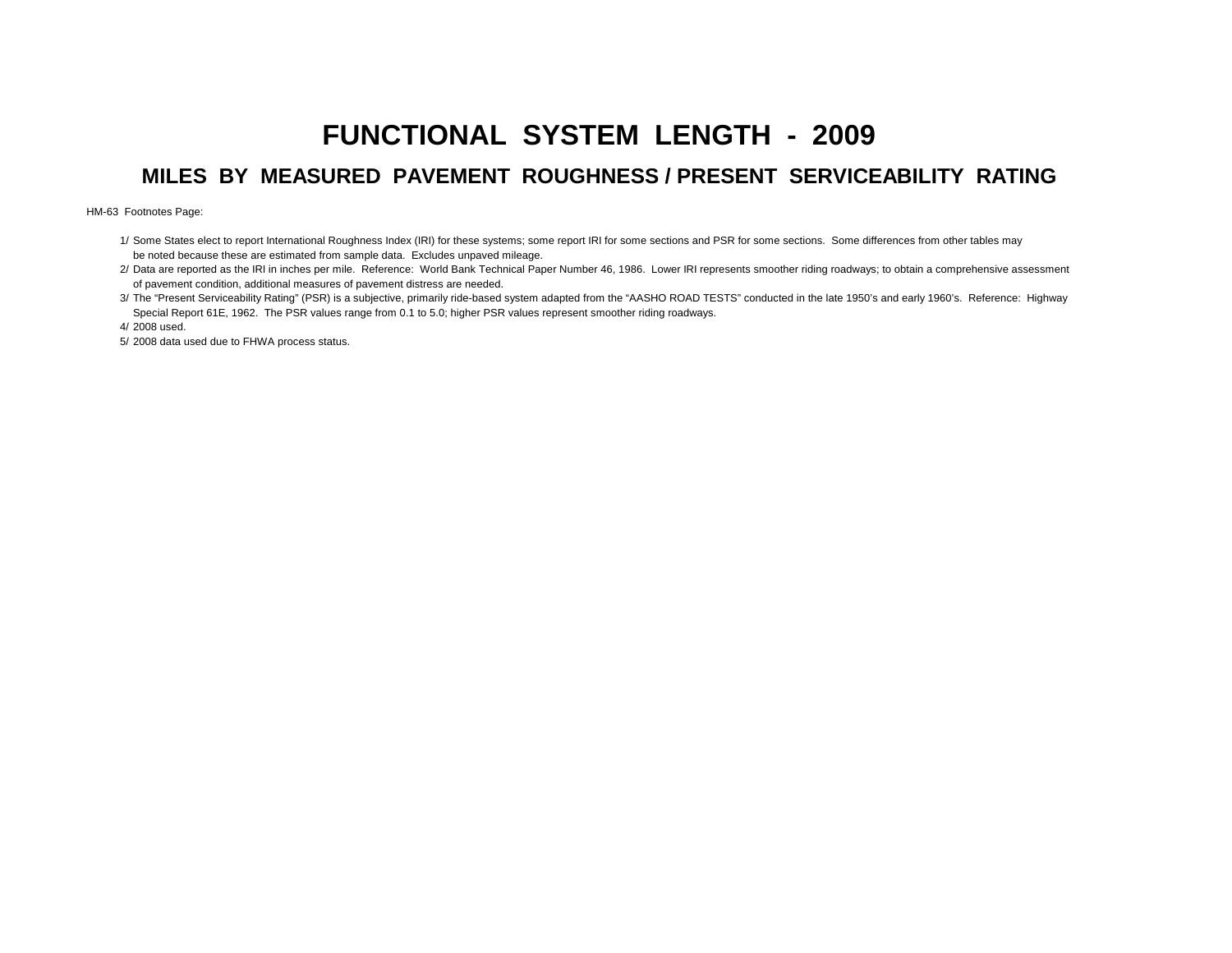# FUNCTIONAL SYSTEM LENGTH - 2009

## MILES BY MEASURED PAVEMENT ROUGHNESS / PRESENT SERVICEABILITY RATING

HM-63 Footnotes Page:

1/ Some States elect to report International Roughness Index (IRI) for these systems; some report IRI for some sections and PSR for some sections. Some differences from other tables may be noted because these are estimated from sample data. Excludes unpaved mileage.

2/ Data are reported as the IRI in inches per mile. Reference: World Bank Technical Paper Number 46, 1986. Lower IRI represents smoother riding roadways; to obtain a comprehensive assessment of pavement condition, additional measures of pavement distress are needed.

3/ The "Present Serviceability Rating" (PSR) is a subjective, primarily ride-based system adapted from the "AASHO ROAD TESTS" conducted in the late 1950's and early 1960's. Reference: Highway Special Report 61E, 1962. The PSR values range from 0.1 to 5.0; higher PSR values represent smoother riding roadways.

4/ 2008 used.

5/ 2008 data used due to FHWA process status.